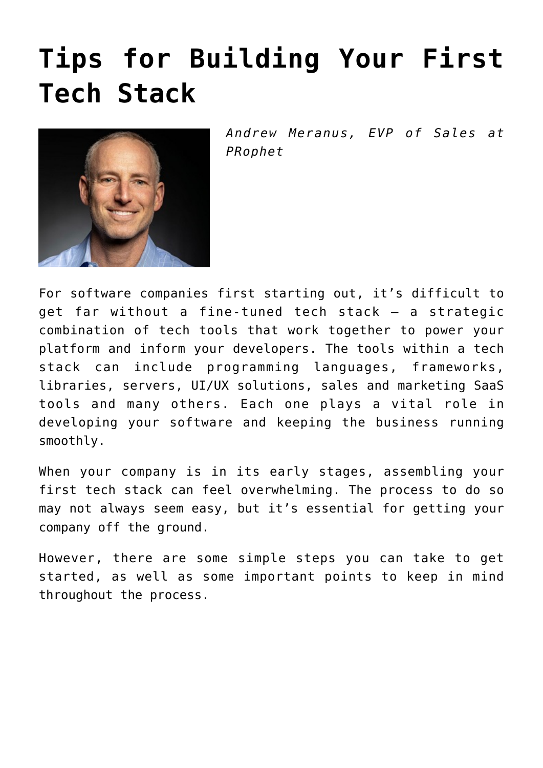# Tips for Building Your First Tech Stack

*Andrew Meranus, EVP of Sales at PRophet*

For software companies first starting out, it's difficult to get far without a fine-tuned tech stack – a strategic combination of tech tools that work together to power your platform and inform your developers. The tools within a tech stack can include programming languages, frameworks, libraries, servers, UI/UX solutions, sales and marketing SaaS tools and many others. Each one plays a vital role in developing your software and keeping the business running smoothly.

When your company is in its early stages, assembling your first tech stack can feel overwhelming. The process to do so may not always seem easy, but it's essential for getting your company off the ground.

However, there are some simple steps you can take to get started, as well as some important points to keep in mind throughout the process.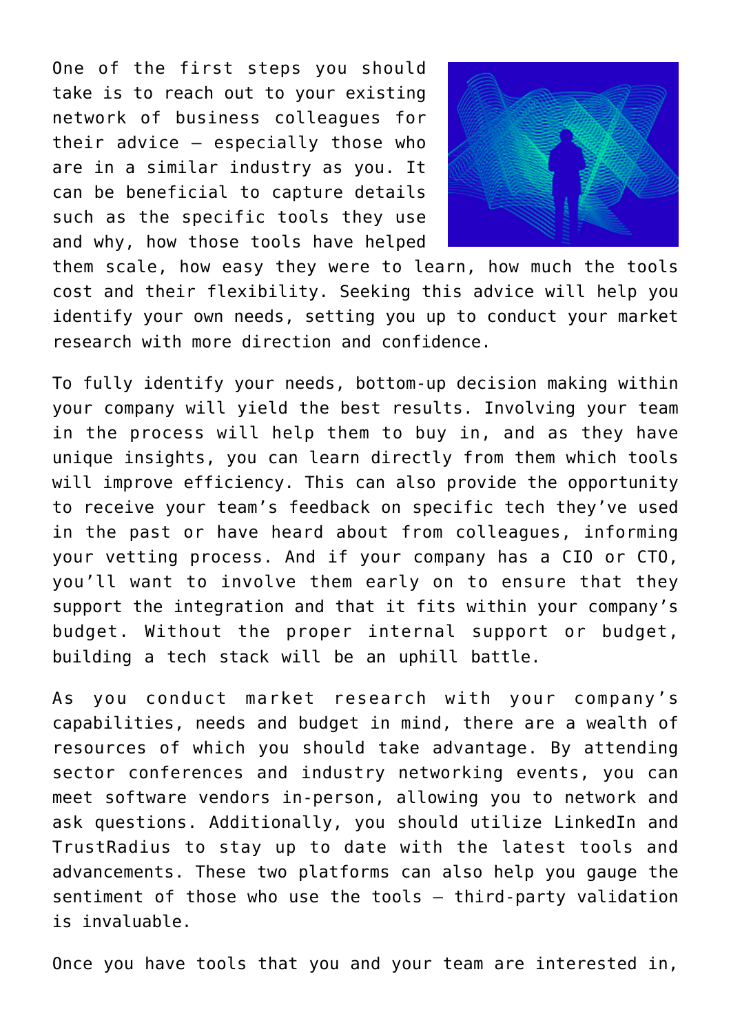One of the first steps you should take is to reach out to your existing network of business colleagues for their advice – especially those who are in a similar industry as you. It can be beneficial to capture details such as the specific tools they use and why, how those tools have helped them scale, how easy they were to learn, how much the tools cost and their flexibility. Seeking this advice will help you identify your own needs, setting you up to conduct your market research with more direction and confidence.

To fully identify your needs, bottom-up decision making within your company will yield the best results. Involving your team in the process will help them to buy in, and as they have unique insights, you can learn directly from them which tools will improve efficiency. This can also provide the opportunity to receive your team's feedback on specific tech they've used in the past or have heard about from colleagues, informing your vetting process. And if your company has a CIO or CTO, you'll want to involve them early on to ensure that they support the integration and that it fits within your company's budget. Without the proper internal support or budget, building a tech stack will be an uphill battle.

As you conduct market research with your company's capabilities, needs and budget in mind, there are a wealth of resources of which you should take advantage. By attending sector conferences and industry networking events, you can meet software vendors in-person, allowing you to network and ask questions. Additionally, you should utilize LinkedIn and TrustRadius to stay up to date with the latest tools and advancements. These two platforms can also help you gauge the sentiment of those who use the tools – third-party validation is invaluable.

Once you have tools that you and your team are interested in,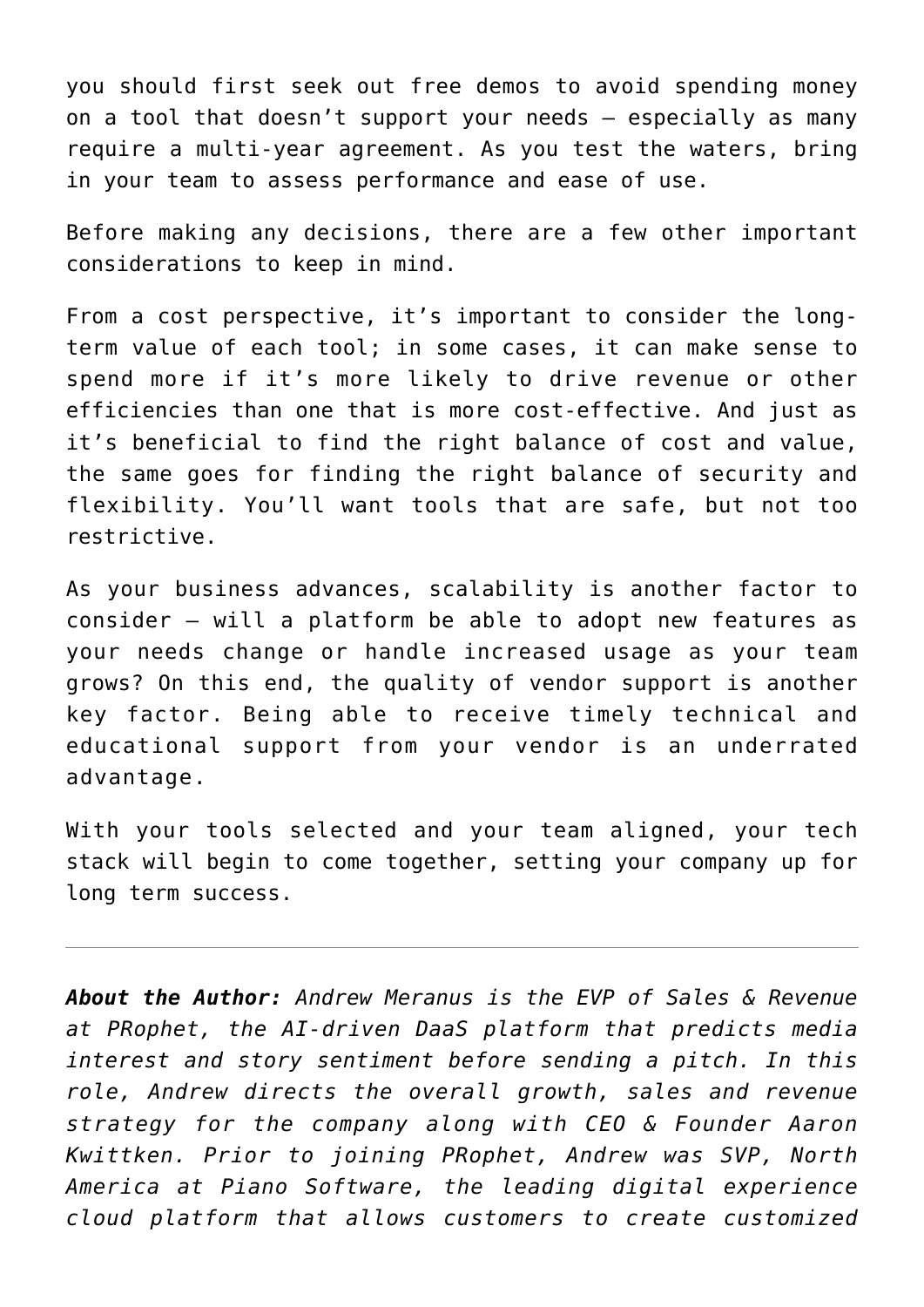you should first seek out free demos to avoid spending money on a tool that doesn't support your needs – especially as many require a multi-year agreement. As you test the waters, bring in your team to assess performance and ease of use.

Before making any decisions, there are a few other important considerations to keep in mind.

From a cost perspective, it's important to consider the long-term value of each tool; in some cases, it can make sense to spend more if it's more likely to drive revenue or other efficiencies than one that is more cost-effective. And just as it's beneficial to find the right balance of cost and value, the same goes for finding the right balance of security and flexibility. You'll want tools that are safe, but not too restrictive.

As your business advances, scalability is another factor to consider – will a platform be able to adopt new features as your needs change or handle increased usage as your team grows? On this end, the quality of vendor support is another key factor. Being able to receive timely technical and educational support from your vendor is an underrated advantage.

With your tools selected and your team aligned, your tech stack will begin to come together, setting your company up for long term success.

---

***About the Author:*** *Andrew Meranus is the EVP of Sales & Revenue at PRophet, the AI-driven DaaS platform that predicts media interest and story sentiment before sending a pitch. In this role, Andrew directs the overall growth, sales and revenue strategy for the company along with CEO & Founder Aaron Kwittken. Prior to joining PRophet, Andrew was SVP, North America at Piano Software, the leading digital experience cloud platform that allows customers to create customized*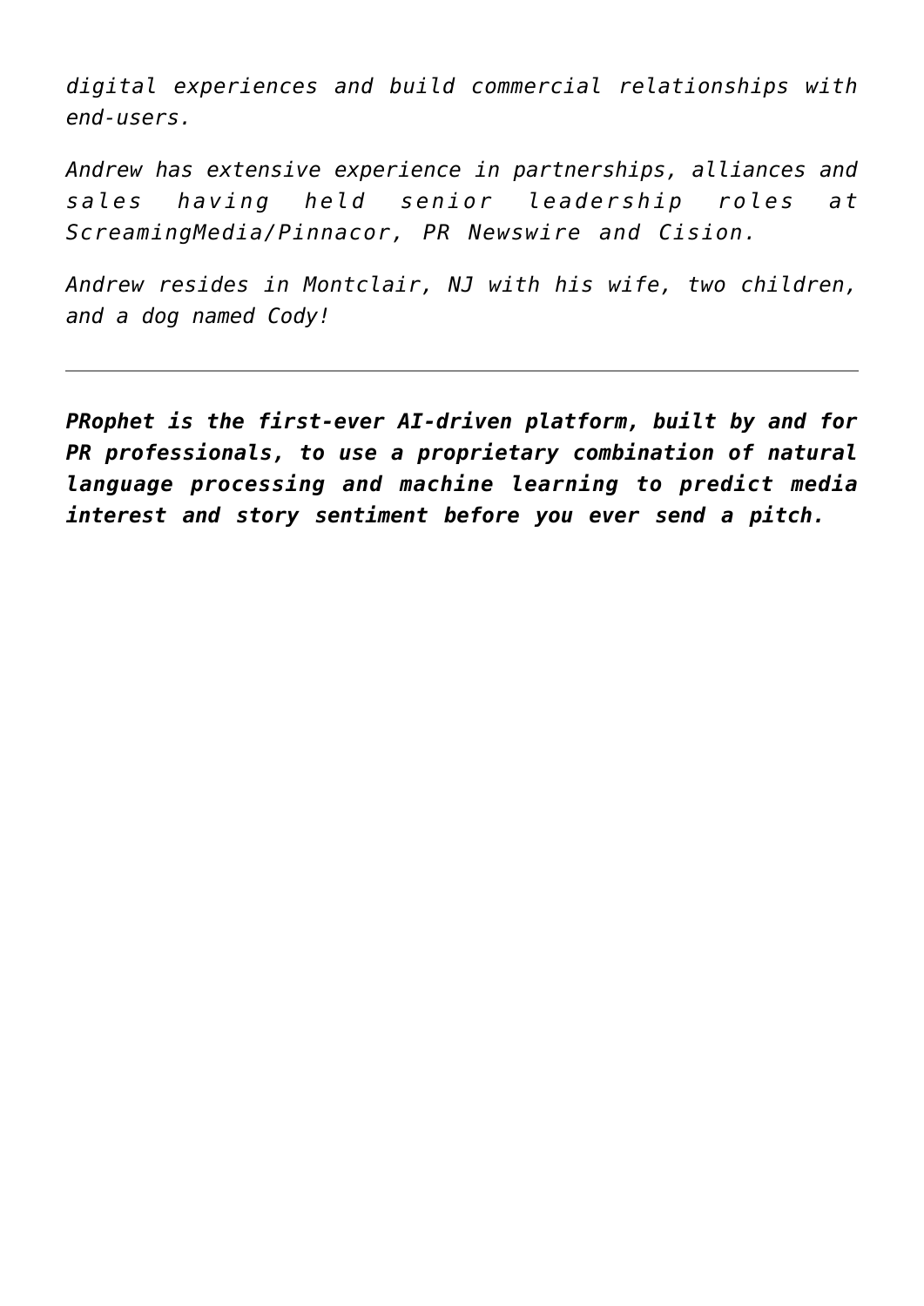*digital experiences and build commercial relationships with end-users.*

*Andrew has extensive experience in partnerships, alliances and sales having held senior leadership roles at ScreamingMedia/Pinnacor, PR Newswire and Cision.*

*Andrew resides in Montclair, NJ with his wife, two children, and a dog named Cody!*

---

***PRophet is the first-ever AI-driven platform, built by and for PR professionals, to use a proprietary combination of natural language processing and machine learning to predict media interest and story sentiment before you ever send a pitch.***